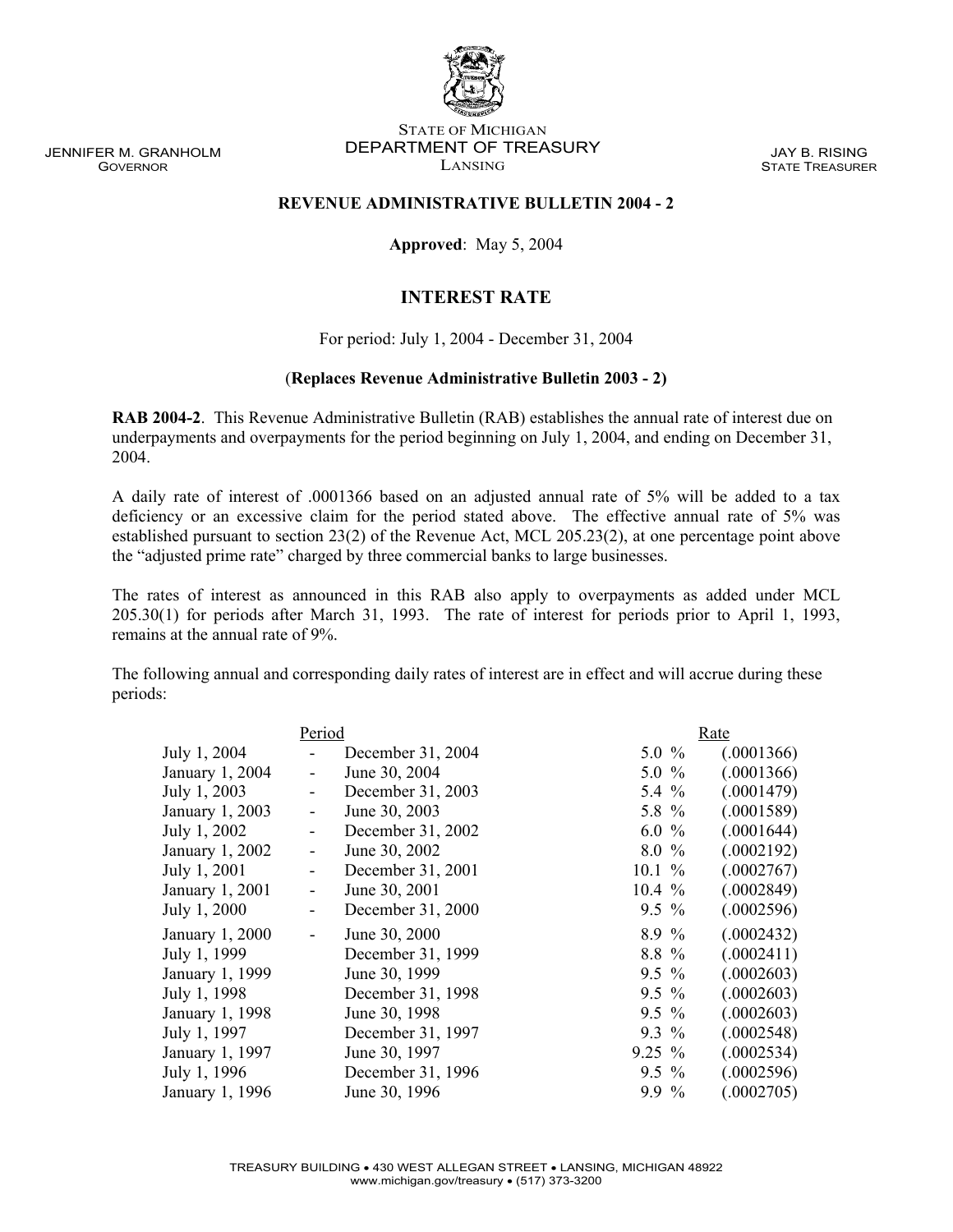JENNIFER M. GRANHOLM
GOVERNOR

STATE OF MICHIGAN
DEPARTMENT OF TREASURY
LANSING

JAY B. RISING
STATE TREASURER

**REVENUE ADMINISTRATIVE BULLETIN 2004 - 2**

**Approved**: May 5, 2004

## INTEREST RATE

For period: July 1, 2004 - December 31, 2004

(**Replaces Revenue Administrative Bulletin 2003 - 2)**

**RAB 2004-2**. This Revenue Administrative Bulletin (RAB) establishes the annual rate of interest due on underpayments and overpayments for the period beginning on July 1, 2004, and ending on December 31, 2004.

A daily rate of interest of .0001366 based on an adjusted annual rate of 5% will be added to a tax deficiency or an excessive claim for the period stated above. The effective annual rate of 5% was established pursuant to section 23(2) of the Revenue Act, MCL 205.23(2), at one percentage point above the "adjusted prime rate" charged by three commercial banks to large businesses.

The rates of interest as announced in this RAB also apply to overpayments as added under MCL 205.30(1) for periods after March 31, 1993. The rate of interest for periods prior to April 1, 1993, remains at the annual rate of 9%.

The following annual and corresponding daily rates of interest are in effect and will accrue during these periods:

| Period | | | Rate | |
|---|---|---|---|---|
| July 1, 2004 | - | December 31, 2004 | 5.0 % | (.0001366) |
| January 1, 2004 | - | June 30, 2004 | 5.0 % | (.0001366) |
| July 1, 2003 | - | December 31, 2003 | 5.4 % | (.0001479) |
| January 1, 2003 | - | June 30, 2003 | 5.8 % | (.0001589) |
| July 1, 2002 | - | December 31, 2002 | 6.0 % | (.0001644) |
| January 1, 2002 | - | June 30, 2002 | 8.0 % | (.0002192) |
| July 1, 2001 | - | December 31, 2001 | 10.1 % | (.0002767) |
| January 1, 2001 | - | June 30, 2001 | 10.4 % | (.0002849) |
| July 1, 2000 | - | December 31, 2000 | 9.5 % | (.0002596) |
| January 1, 2000 | - | June 30, 2000 | 8.9 % | (.0002432) |
| July 1, 1999 | | December 31, 1999 | 8.8 % | (.0002411) |
| January 1, 1999 | | June 30, 1999 | 9.5 % | (.0002603) |
| July 1, 1998 | | December 31, 1998 | 9.5 % | (.0002603) |
| January 1, 1998 | | June 30, 1998 | 9.5 % | (.0002603) |
| July 1, 1997 | | December 31, 1997 | 9.3 % | (.0002548) |
| January 1, 1997 | | June 30, 1997 | 9.25 % | (.0002534) |
| July 1, 1996 | | December 31, 1996 | 9.5 % | (.0002596) |
| January 1, 1996 | | June 30, 1996 | 9.9 % | (.0002705) |

TREASURY BUILDING • 430 WEST ALLEGAN STREET • LANSING, MICHIGAN 48922
www.michigan.gov/treasury • (517) 373-3200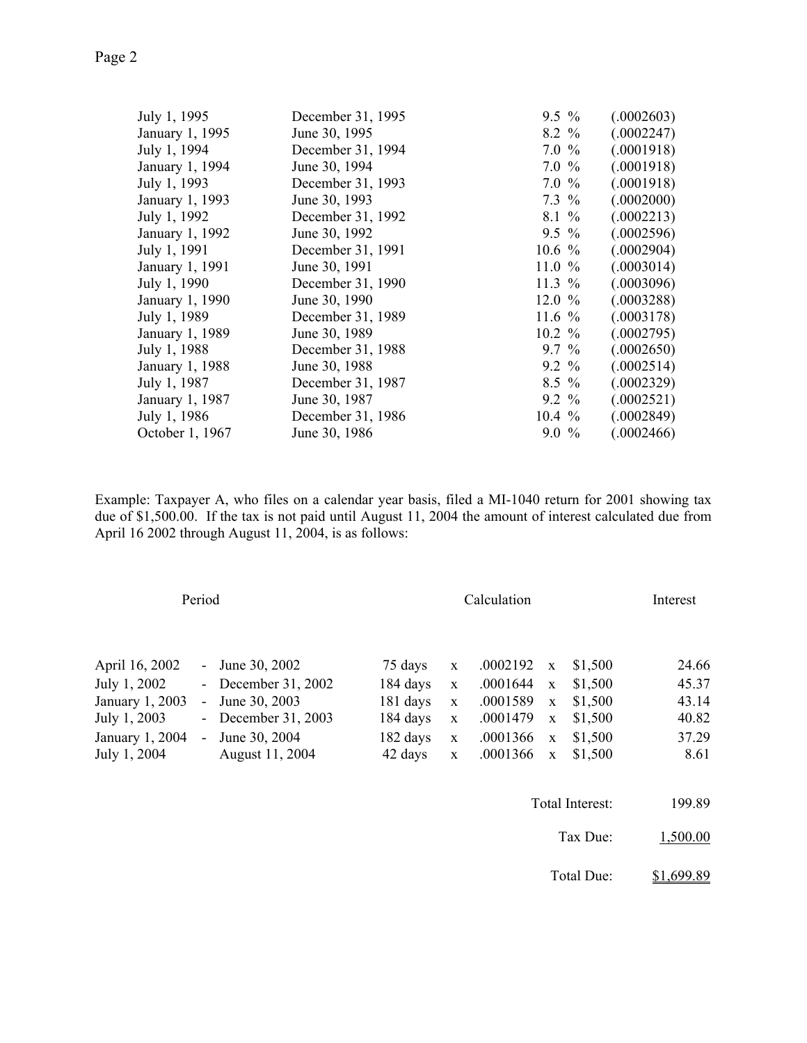| | | | |
|---|---|---|---|
| July 1, 1995 | December 31, 1995 | 9.5 % | (.0002603) |
| January 1, 1995 | June 30, 1995 | 8.2 % | (.0002247) |
| July 1, 1994 | December 31, 1994 | 7.0 % | (.0001918) |
| January 1, 1994 | June 30, 1994 | 7.0 % | (.0001918) |
| July 1, 1993 | December 31, 1993 | 7.0 % | (.0001918) |
| January 1, 1993 | June 30, 1993 | 7.3 % | (.0002000) |
| July 1, 1992 | December 31, 1992 | 8.1 % | (.0002213) |
| January 1, 1992 | June 30, 1992 | 9.5 % | (.0002596) |
| July 1, 1991 | December 31, 1991 | 10.6 % | (.0002904) |
| January 1, 1991 | June 30, 1991 | 11.0 % | (.0003014) |
| July 1, 1990 | December 31, 1990 | 11.3 % | (.0003096) |
| January 1, 1990 | June 30, 1990 | 12.0 % | (.0003288) |
| July 1, 1989 | December 31, 1989 | 11.6 % | (.0003178) |
| January 1, 1989 | June 30, 1989 | 10.2 % | (.0002795) |
| July 1, 1988 | December 31, 1988 | 9.7 % | (.0002650) |
| January 1, 1988 | June 30, 1988 | 9.2 % | (.0002514) |
| July 1, 1987 | December 31, 1987 | 8.5 % | (.0002329) |
| January 1, 1987 | June 30, 1987 | 9.2 % | (.0002521) |
| July 1, 1986 | December 31, 1986 | 10.4 % | (.0002849) |
| October 1, 1967 | June 30, 1986 | 9.0 % | (.0002466) |

Example: Taxpayer A, who files on a calendar year basis, filed a MI-1040 return for 2001 showing tax due of $1,500.00. If the tax is not paid until August 11, 2004 the amount of interest calculated due from April 16 2002 through August 11, 2004, is as follows:

| Period | | | Calculation | | | | | Interest |
|---|---|---|---|---|---|---|---|---|
| April 16, 2002 | - | June 30, 2002 | 75 days | x | .0002192 | x | $1,500 | 24.66 |
| July 1, 2002 | - | December 31, 2002 | 184 days | x | .0001644 | x | $1,500 | 45.37 |
| January 1, 2003 | - | June 30, 2003 | 181 days | x | .0001589 | x | $1,500 | 43.14 |
| July 1, 2003 | - | December 31, 2003 | 184 days | x | .0001479 | x | $1,500 | 40.82 |
| January 1, 2004 | - | June 30, 2004 | 182 days | x | .0001366 | x | $1,500 | 37.29 |
| July 1, 2004 | | August 11, 2004 | 42 days | x | .0001366 | x | $1,500 | 8.61 |
| | | | | | | | Total Interest: | 199.89 |
| | | | | | | | Tax Due: | 1,500.00 |
| | | | | | | | Total Due: | $1,699.89 |